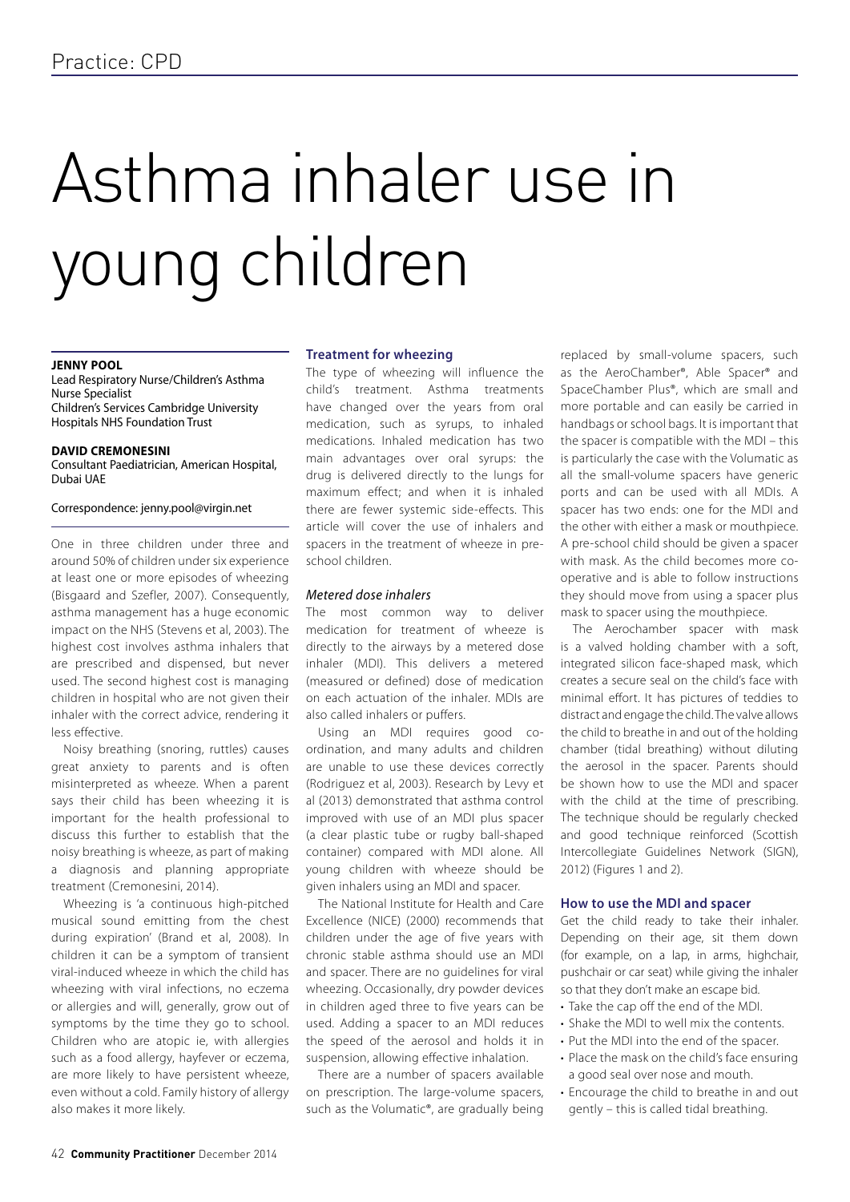# Asthma inhaler use in young children

**JENNY POOL**
Lead Respiratory Nurse/Children's Asthma Nurse Specialist
Children's Services Cambridge University Hospitals NHS Foundation Trust

**DAVID CREMONESINI**
Consultant Paediatrician, American Hospital, Dubai UAE

Correspondence: jenny.pool@virgin.net

One in three children under three and around 50% of children under six experience at least one or more episodes of wheezing (Bisgaard and Szefler, 2007). Consequently, asthma management has a huge economic impact on the NHS (Stevens et al, 2003). The highest cost involves asthma inhalers that are prescribed and dispensed, but never used. The second highest cost is managing children in hospital who are not given their inhaler with the correct advice, rendering it less effective.

Noisy breathing (snoring, ruttles) causes great anxiety to parents and is often misinterpreted as wheeze. When a parent says their child has been wheezing it is important for the health professional to discuss this further to establish that the noisy breathing is wheeze, as part of making a diagnosis and planning appropriate treatment (Cremonesini, 2014).

Wheezing is 'a continuous high-pitched musical sound emitting from the chest during expiration' (Brand et al, 2008). In children it can be a symptom of transient viral-induced wheeze in which the child has wheezing with viral infections, no eczema or allergies and will, generally, grow out of symptoms by the time they go to school. Children who are atopic ie, with allergies such as a food allergy, hayfever or eczema, are more likely to have persistent wheeze, even without a cold. Family history of allergy also makes it more likely.

## Treatment for wheezing

The type of wheezing will influence the child's treatment. Asthma treatments have changed over the years from oral medication, such as syrups, to inhaled medications. Inhaled medication has two main advantages over oral syrups: the drug is delivered directly to the lungs for maximum effect; and when it is inhaled there are fewer systemic side-effects. This article will cover the use of inhalers and spacers in the treatment of wheeze in pre-school children.

### *Metered dose inhalers*

The most common way to deliver medication for treatment of wheeze is directly to the airways by a metered dose inhaler (MDI). This delivers a metered (measured or defined) dose of medication on each actuation of the inhaler. MDIs are also called inhalers or puffers.

Using an MDI requires good co-ordination, and many adults and children are unable to use these devices correctly (Rodriguez et al, 2003). Research by Levy et al (2013) demonstrated that asthma control improved with use of an MDI plus spacer (a clear plastic tube or rugby ball-shaped container) compared with MDI alone. All young children with wheeze should be given inhalers using an MDI and spacer.

The National Institute for Health and Care Excellence (NICE) (2000) recommends that children under the age of five years with chronic stable asthma should use an MDI and spacer. There are no guidelines for viral wheezing. Occasionally, dry powder devices in children aged three to five years can be used. Adding a spacer to an MDI reduces the speed of the aerosol and holds it in suspension, allowing effective inhalation.

There are a number of spacers available on prescription. The large-volume spacers, such as the Volumatic®, are gradually being replaced by small-volume spacers, such as the AeroChamber®, Able Spacer® and SpaceChamber Plus®, which are small and more portable and can easily be carried in handbags or school bags. It is important that the spacer is compatible with the MDI – this is particularly the case with the Volumatic as all the small-volume spacers have generic ports and can be used with all MDIs. A spacer has two ends: one for the MDI and the other with either a mask or mouthpiece. A pre-school child should be given a spacer with mask. As the child becomes more co-operative and is able to follow instructions they should move from using a spacer plus mask to spacer using the mouthpiece.

The Aerochamber spacer with mask is a valved holding chamber with a soft, integrated silicon face-shaped mask, which creates a secure seal on the child's face with minimal effort. It has pictures of teddies to distract and engage the child. The valve allows the child to breathe in and out of the holding chamber (tidal breathing) without diluting the aerosol in the spacer. Parents should be shown how to use the MDI and spacer with the child at the time of prescribing. The technique should be regularly checked and good technique reinforced (Scottish Intercollegiate Guidelines Network (SIGN), 2012) (Figures 1 and 2).

## How to use the MDI and spacer

Get the child ready to take their inhaler. Depending on their age, sit them down (for example, on a lap, in arms, highchair, pushchair or car seat) while giving the inhaler so that they don't make an escape bid.

- Take the cap off the end of the MDI.
- Shake the MDI to well mix the contents.
- Put the MDI into the end of the spacer.
- Place the mask on the child's face ensuring a good seal over nose and mouth.
- Encourage the child to breathe in and out gently – this is called tidal breathing.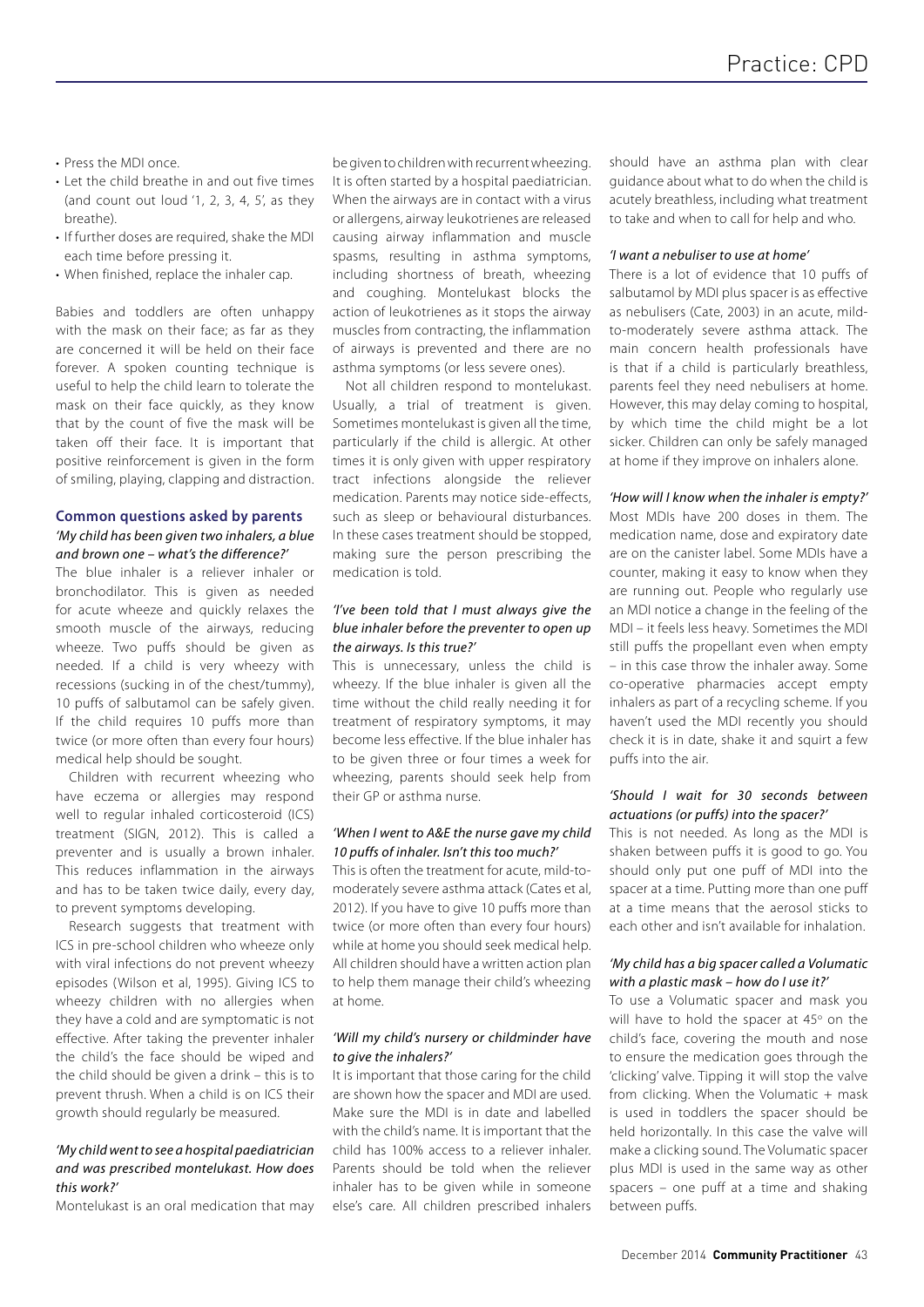- Press the MDI once.
- Let the child breathe in and out five times (and count out loud '1, 2, 3, 4, 5', as they breathe).
- If further doses are required, shake the MDI each time before pressing it.
- When finished, replace the inhaler cap.

Babies and toddlers are often unhappy with the mask on their face; as far as they are concerned it will be held on their face forever. A spoken counting technique is useful to help the child learn to tolerate the mask on their face quickly, as they know that by the count of five the mask will be taken off their face. It is important that positive reinforcement is given in the form of smiling, playing, clapping and distraction.

### Common questions asked by parents

*'My child has been given two inhalers, a blue and brown one – what's the difference?'*

The blue inhaler is a reliever inhaler or bronchodilator. This is given as needed for acute wheeze and quickly relaxes the smooth muscle of the airways, reducing wheeze. Two puffs should be given as needed. If a child is very wheezy with recessions (sucking in of the chest/tummy), 10 puffs of salbutamol can be safely given. If the child requires 10 puffs more than twice (or more often than every four hours) medical help should be sought.

Children with recurrent wheezing who have eczema or allergies may respond well to regular inhaled corticosteroid (ICS) treatment (SIGN, 2012). This is called a preventer and is usually a brown inhaler. This reduces inflammation in the airways and has to be taken twice daily, every day, to prevent symptoms developing.

Research suggests that treatment with ICS in pre-school children who wheeze only with viral infections do not prevent wheezy episodes (Wilson et al, 1995). Giving ICS to wheezy children with no allergies when they have a cold and are symptomatic is not effective. After taking the preventer inhaler the child's face should be wiped and the child should be given a drink – this is to prevent thrush. When a child is on ICS their growth should regularly be measured.

*'My child went to see a hospital paediatrician and was prescribed montelukast. How does this work?'*

Montelukast is an oral medication that may be given to children with recurrent wheezing. It is often started by a hospital paediatrician. When the airways are in contact with a virus or allergens, airway leukotrienes are released causing airway inflammation and muscle spasms, resulting in asthma symptoms, including shortness of breath, wheezing and coughing. Montelukast blocks the action of leukotrienes as it stops the airway muscles from contracting, the inflammation of airways is prevented and there are no asthma symptoms (or less severe ones).

Not all children respond to montelukast. Usually, a trial of treatment is given. Sometimes montelukast is given all the time, particularly if the child is allergic. At other times it is only given with upper respiratory tract infections alongside the reliever medication. Parents may notice side-effects, such as sleep or behavioural disturbances. In these cases treatment should be stopped, making sure the person prescribing the medication is told.

*'I've been told that I must always give the blue inhaler before the preventer to open up the airways. Is this true?'*

This is unnecessary, unless the child is wheezy. If the blue inhaler is given all the time without the child really needing it for treatment of respiratory symptoms, it may become less effective. If the blue inhaler has to be given three or four times a week for wheezing, parents should seek help from their GP or asthma nurse.

*'When I went to A&E the nurse gave my child 10 puffs of inhaler. Isn't this too much?'*

This is often the treatment for acute, mild-to-moderately severe asthma attack (Cates et al, 2012). If you have to give 10 puffs more than twice (or more often than every four hours) while at home you should seek medical help. All children should have a written action plan to help them manage their child's wheezing at home.

*'Will my child's nursery or childminder have to give the inhalers?'*

It is important that those caring for the child are shown how the spacer and MDI are used. Make sure the MDI is in date and labelled with the child's name. It is important that the child has 100% access to a reliever inhaler. Parents should be told when the reliever inhaler has to be given while in someone else's care. All children prescribed inhalers should have an asthma plan with clear guidance about what to do when the child is acutely breathless, including what treatment to take and when to call for help and who.

*'I want a nebuliser to use at home'*

There is a lot of evidence that 10 puffs of salbutamol by MDI plus spacer is as effective as nebulisers (Cate, 2003) in an acute, mild-to-moderately severe asthma attack. The main concern health professionals have is that if a child is particularly breathless, parents feel they need nebulisers at home. However, this may delay coming to hospital, by which time the child might be a lot sicker. Children can only be safely managed at home if they improve on inhalers alone.

*'How will I know when the inhaler is empty?'*

Most MDIs have 200 doses in them. The medication name, dose and expiratory date are on the canister label. Some MDIs have a counter, making it easy to know when they are running out. People who regularly use an MDI notice a change in the feeling of the MDI – it feels less heavy. Sometimes the MDI still puffs the propellant even when empty – in this case throw the inhaler away. Some co-operative pharmacies accept empty inhalers as part of a recycling scheme. If you haven't used the MDI recently you should check it is in date, shake it and squirt a few puffs into the air.

*'Should I wait for 30 seconds between actuations (or puffs) into the spacer?'*

This is not needed. As long as the MDI is shaken between puffs it is good to go. You should only put one puff of MDI into the spacer at a time. Putting more than one puff at a time means that the aerosol sticks to each other and isn't available for inhalation.

*'My child has a big spacer called a Volumatic with a plastic mask – how do I use it?'*

To use a Volumatic spacer and mask you will have to hold the spacer at 45° on the child's face, covering the mouth and nose to ensure the medication goes through the 'clicking' valve. Tipping it will stop the valve from clicking. When the Volumatic + mask is used in toddlers the spacer should be held horizontally. In this case the valve will make a clicking sound. The Volumatic spacer plus MDI is used in the same way as other spacers – one puff at a time and shaking between puffs.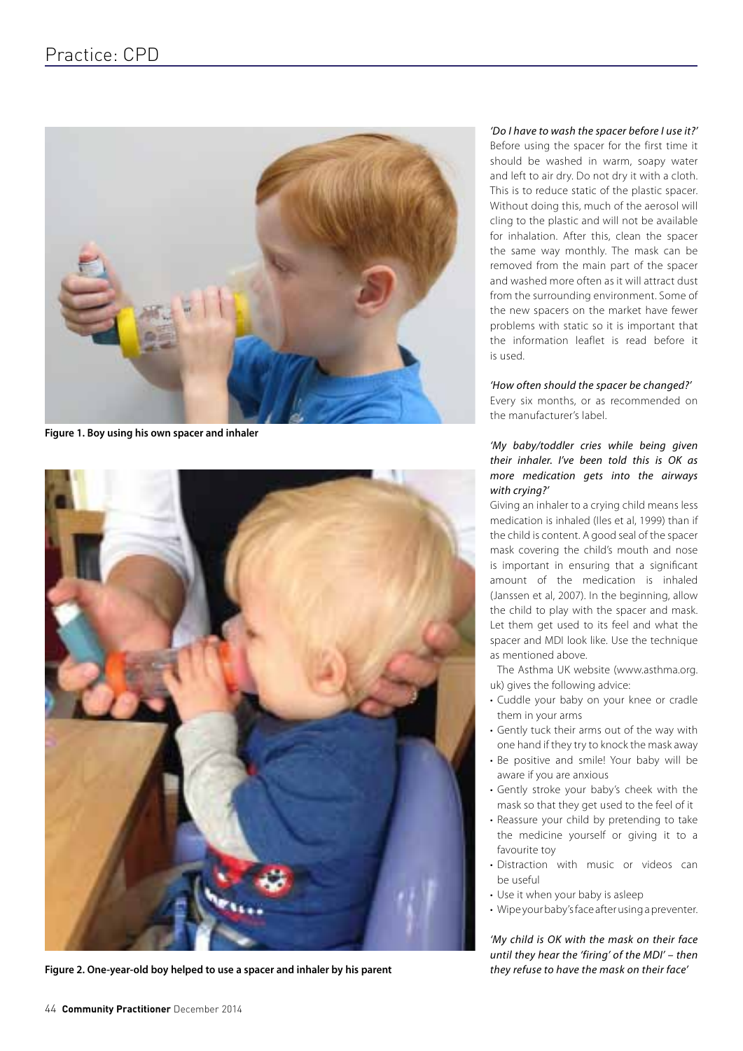Figure 1. Boy using his own spacer and inhaler

Figure 2. One-year-old boy helped to use a spacer and inhaler by his parent

*'Do I have to wash the spacer before I use it?'*
Before using the spacer for the first time it should be washed in warm, soapy water and left to air dry. Do not dry it with a cloth. This is to reduce static of the plastic spacer. Without doing this, much of the aerosol will cling to the plastic and will not be available for inhalation. After this, clean the spacer the same way monthly. The mask can be removed from the main part of the spacer and washed more often as it will attract dust from the surrounding environment. Some of the new spacers on the market have fewer problems with static so it is important that the information leaflet is read before it is used.

*'How often should the spacer be changed?'*
Every six months, or as recommended on the manufacturer's label.

*'My baby/toddler cries while being given their inhaler. I've been told this is OK as more medication gets into the airways with crying?'*
Giving an inhaler to a crying child means less medication is inhaled (Iles et al, 1999) than if the child is content. A good seal of the spacer mask covering the child's mouth and nose is important in ensuring that a significant amount of the medication is inhaled (Janssen et al, 2007). In the beginning, allow the child to play with the spacer and mask. Let them get used to its feel and what the spacer and MDI look like. Use the technique as mentioned above.

The Asthma UK website (www.asthma.org.uk) gives the following advice:

- Cuddle your baby on your knee or cradle them in your arms
- Gently tuck their arms out of the way with one hand if they try to knock the mask away
- Be positive and smile! Your baby will be aware if you are anxious
- Gently stroke your baby's cheek with the mask so that they get used to the feel of it
- Reassure your child by pretending to take the medicine yourself or giving it to a favourite toy
- Distraction with music or videos can be useful
- Use it when your baby is asleep
- Wipe your baby's face after using a preventer.

*'My child is OK with the mask on their face until they hear the 'firing' of the MDI' – then they refuse to have the mask on their face'*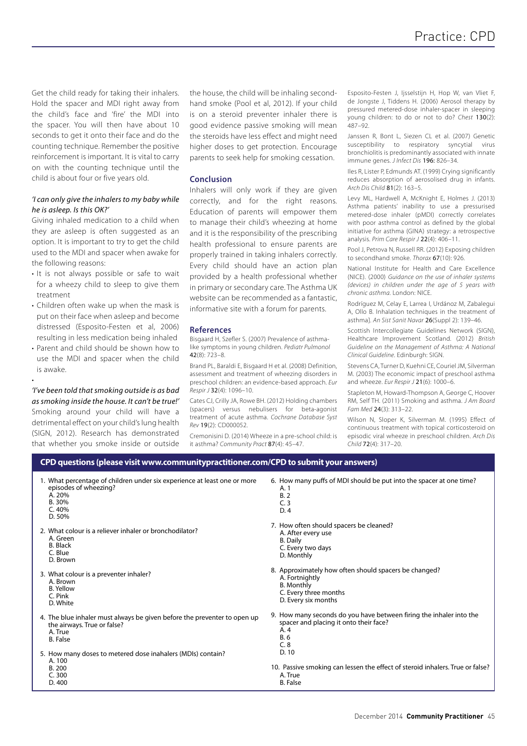Get the child ready for taking their inhalers. Hold the spacer and MDI right away from the child's face and 'fire' the MDI into the spacer. You will then have about 10 seconds to get it onto their face and do the counting technique. Remember the positive reinforcement is important. It is vital to carry on with the counting technique until the child is about four or five years old.

### *'I can only give the inhalers to my baby while he is asleep. Is this OK?'*

Giving inhaled medication to a child when they are asleep is often suggested as an option. It is important to try to get the child used to the MDI and spacer when awake for the following reasons:

- It is not always possible or safe to wait for a wheezy child to sleep to give them treatment
- Children often wake up when the mask is put on their face when asleep and become distressed (Esposito-Festen et al, 2006) resulting in less medication being inhaled
- Parent and child should be shown how to use the MDI and spacer when the child is awake.

### *'I've been told that smoking outside is as bad as smoking inside the house. It can't be true!'*

Smoking around your child will have a detrimental effect on your child's lung health (SIGN, 2012). Research has demonstrated that whether you smoke inside or outside the house, the child will be inhaling second-hand smoke (Pool et al, 2012). If your child is on a steroid preventer inhaler there is good evidence passive smoking will mean the steroids have less effect and might need higher doses to get protection. Encourage parents to seek help for smoking cessation.

## Conclusion

Inhalers will only work if they are given correctly, and for the right reasons. Education of parents will empower them to manage their child's wheezing at home and it is the responsibility of the prescribing health professional to ensure parents are properly trained in taking inhalers correctly. Every child should have an action plan provided by a health professional whether in primary or secondary care. The Asthma UK website can be recommended as a fantastic, informative site with a forum for parents.

## References

Bisgaard H, Szefler S. (2007) Prevalence of asthma-like symptoms in young children. *Pediatr Pulmonol* **42**(8): 723–8.

Brand PL, Baraldi E, Bisgaard H et al. (2008) Definition, assessment and treatment of wheezing disorders in preschool children: an evidence-based approach. *Eur Respir J* **32**(4): 1096–10.

Cates CJ, Crilly JA, Rowe BH. (2012) Holding chambers (spacers) versus nebulisers for beta-agonist treatment of acute asthma. *Cochrane Database Syst Rev* **19**(2): CD000052.

Cremonisini D. (2014) Wheeze in a pre-school child: is it asthma? *Community Pract* **87**(4): 45–47.

Esposito-Festen J, Ijsselstijn H, Hop W, van Vliet F, de Jongste J, Tiddens H. (2006) Aerosol therapy by pressured metered-dose inhaler-spacer in sleeping young children: to do or not to do? *Chest* **130**(2): 487–92.

Janssen R, Bont L, Siezen CL et al. (2007) Genetic susceptibility to respiratory syncytial virus bronchiolitis is predominantly associated with innate immune genes. *J Infect Dis* **196:** 826–34.

Iles R, Lister P, Edmunds AT. (1999) Crying significantly reduces absorption of aerosolised drug in infants. *Arch Dis Child* **81**(2): 163–5.

Levy ML, Hardwell A, McKnight E, Holmes J. (2013) Asthma patients' inability to use a pressurised metered-dose inhaler (pMDI) correctly correlates with poor asthma control as defined by the global initiative for asthma (GINA) strategy: a retrospective analysis. *Prim Care Respir J* **22**(4): 406–11.

Pool J, Petrova N, Russell RR. (2012) Exposing children to secondhand smoke. *Thorax* **67**(10): 926.

National Institute for Health and Care Excellence (NICE). (2000) *Guidance on the use of inhaler systems (devices) in children under the age of 5 years with chronic asthma.* London: NICE.

Rodríguez M, Celay E, Larrea I, Urdánoz M, Zabalegui A, Ollo B. Inhalation techniques in the treatment of asthma]. *An Sist Sanit Navar* **26**(Suppl 2): 139–46.

Scottish Intercollegiate Guidelines Network (SIGN), Healthcare Improvement Scotland. (2012) *British Guideline on the Management of Asthma: A National Clinical Guideline.* Edinburgh: SIGN.

Stevens CA, Turner D, Kuehni CE, Couriel JM, Silverman M. (2003) The economic impact of preschool asthma and wheeze. *Eur Respir J* **21**(6): 1000–6.

Stapleton M, Howard-Thompson A, George C, Hoover RM, Self TH. (2011) Smoking and asthma. *J Am Board Fam Med* **24**(3): 313–22.

Wilson N, Sloper K, Silverman M. (1995) Effect of continuous treatment with topical corticosteroid on episodic viral wheeze in preschool children. *Arch Dis Child* **72**(4): 317–20.

## CPD questions (please visit www.communitypractitioner.com/CPD to submit your answers)

1. What percentage of children under six experience at least one or more episodes of wheezing?
   A. 20%
   B. 30%
   C. 40%
   D. 50%

2. What colour is a reliever inhaler or bronchodilator?
   A. Green
   B. Black
   C. Blue
   D. Brown

3. What colour is a preventer inhaler?
   A. Brown
   B. Yellow
   C. Pink
   D. White

4. The blue inhaler must always be given before the preventer to open up the airways. True or false?
   A. True
   B. False

5. How many doses to metered dose inahalers (MDIs) contain?
   A. 100
   B. 200
   C. 300
   D. 400

6. How many puffs of MDI should be put into the spacer at one time?
   A. 1
   B. 2
   C. 3
   D. 4

7. How often should spacers be cleaned?
   A. After every use
   B. Daily
   C. Every two days
   D. Monthly

8. Approximately how often should spacers be changed?
   A. Fortnightly
   B. Monthly
   C. Every three months
   D. Every six months

9. How many seconds do you have between firing the inhaler into the spacer and placing it onto their face?
   A. 4
   B. 6
   C. 8
   D. 10

10. Passive smoking can lessen the effect of steroid inhalers. True or false?
    A. True
    B. False